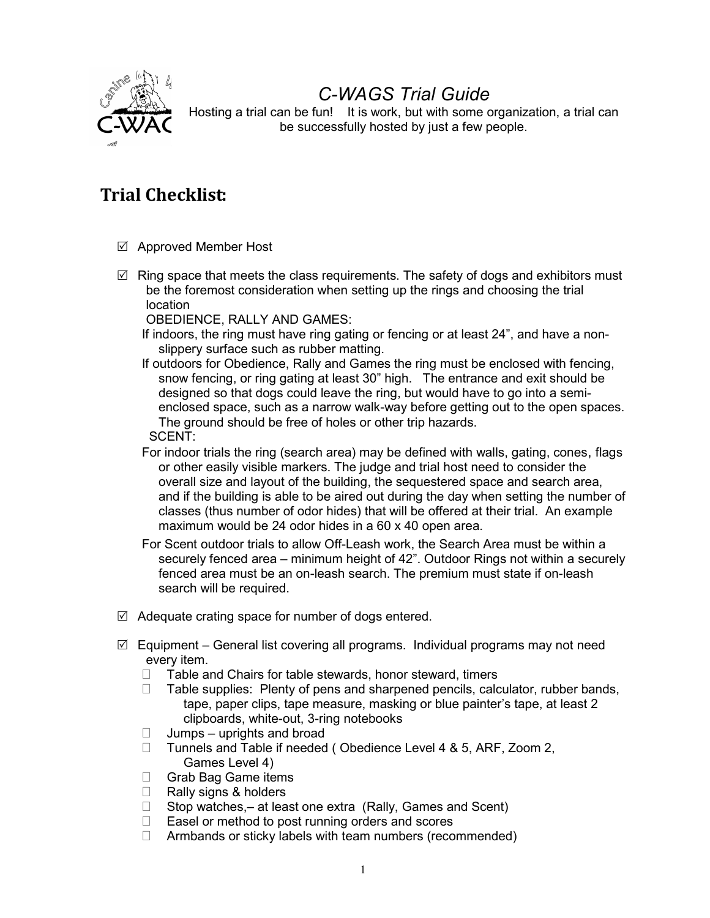# C-WAGS Trial Guide

Hosting a trial can be fun! It is work, but with some organization, a trial can be successfully hosted by just a few people.

## Trial Checklist:

- ☑ Approved Member Host

- ☑ Ring space that meets the class requirements. The safety of dogs and exhibitors must be the foremost consideration when setting up the rings and choosing the trial location

  OBEDIENCE, RALLY AND GAMES:

  If indoors, the ring must have ring gating or fencing or at least 24", and have a non-slippery surface such as rubber matting.

  If outdoors for Obedience, Rally and Games the ring must be enclosed with fencing, snow fencing, or ring gating at least 30" high. The entrance and exit should be designed so that dogs could leave the ring, but would have to go into a semi-enclosed space, such as a narrow walk-way before getting out to the open spaces. The ground should be free of holes or other trip hazards.

  SCENT:

  For indoor trials the ring (search area) may be defined with walls, gating, cones, flags or other easily visible markers. The judge and trial host need to consider the overall size and layout of the building, the sequestered space and search area, and if the building is able to be aired out during the day when setting the number of classes (thus number of odor hides) that will be offered at their trial. An example maximum would be 24 odor hides in a 60 x 40 open area.

  For Scent outdoor trials to allow Off-Leash work, the Search Area must be within a securely fenced area – minimum height of 42". Outdoor Rings not within a securely fenced area must be an on-leash search. The premium must state if on-leash search will be required.

- ☑ Adequate crating space for number of dogs entered.

- ☑ Equipment – General list covering all programs. Individual programs may not need every item.
  - Table and Chairs for table stewards, honor steward, timers
  - Table supplies: Plenty of pens and sharpened pencils, calculator, rubber bands, tape, paper clips, tape measure, masking or blue painter's tape, at least 2 clipboards, white-out, 3-ring notebooks
  - Jumps – uprights and broad
  - Tunnels and Table if needed ( Obedience Level 4 & 5, ARF, Zoom 2, Games Level 4)
  - Grab Bag Game items
  - Rally signs & holders
  - Stop watches,– at least one extra (Rally, Games and Scent)
  - Easel or method to post running orders and scores
  - Armbands or sticky labels with team numbers (recommended)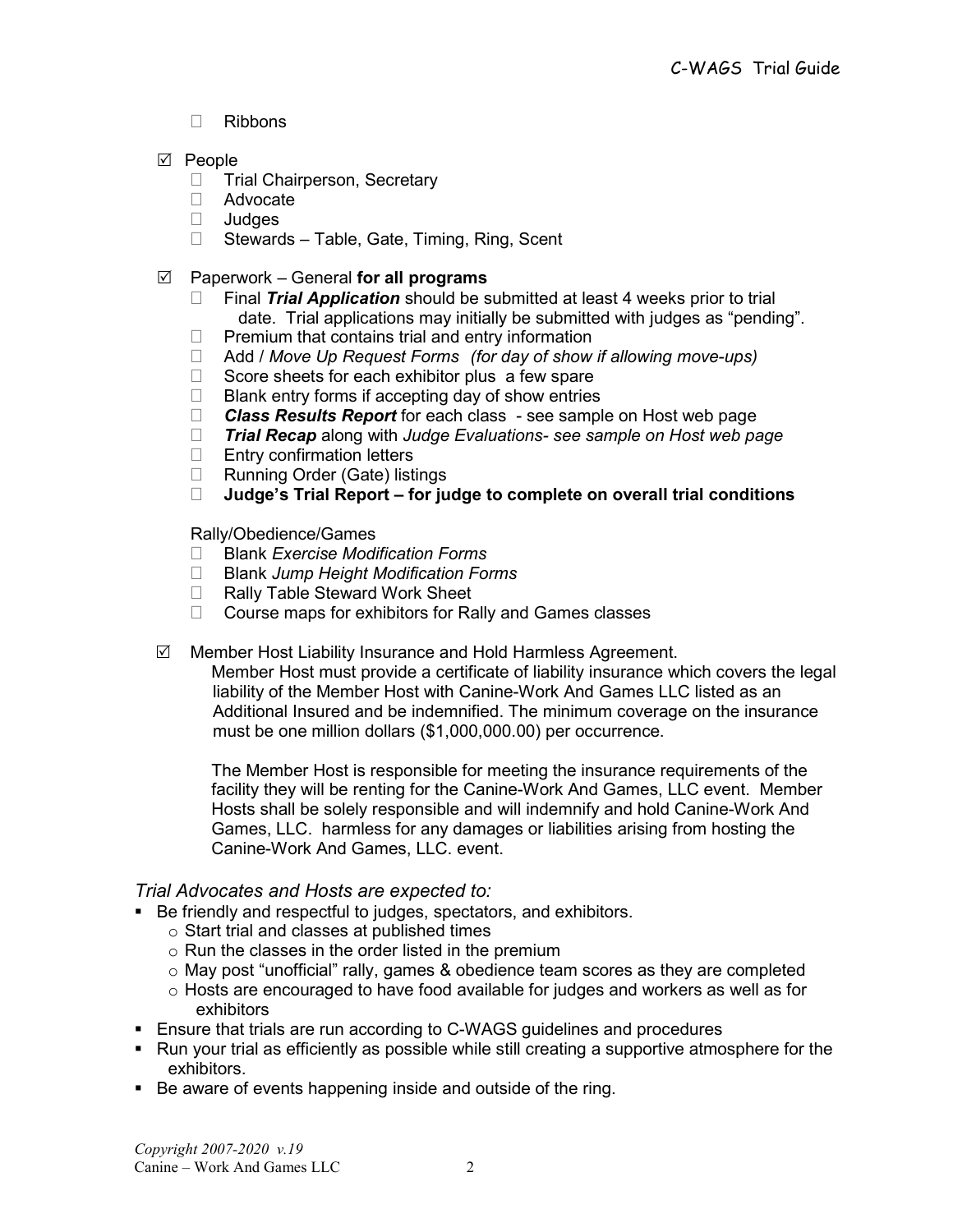- ☐ Ribbons

- ☑ People
  - ☐ Trial Chairperson, Secretary
  - ☐ Advocate
  - ☐ Judges
  - ☐ Stewards – Table, Gate, Timing, Ring, Scent

- ☑ Paperwork – General **for all programs**
  - ☐ Final ***Trial Application*** should be submitted at least 4 weeks prior to trial date. Trial applications may initially be submitted with judges as "pending".
  - ☐ Premium that contains trial and entry information
  - ☐ Add / *Move Up Request Forms (for day of show if allowing move-ups)*
  - ☐ Score sheets for each exhibitor plus a few spare
  - ☐ Blank entry forms if accepting day of show entries
  - ☐ ***Class Results Report*** for each class - see sample on Host web page
  - ☐ ***Trial Recap*** along with *Judge Evaluations- see sample on Host web page*
  - ☐ Entry confirmation letters
  - ☐ Running Order (Gate) listings
  - ☐ **Judge's Trial Report – for judge to complete on overall trial conditions**

  Rally/Obedience/Games
  - ☐ Blank *Exercise Modification Forms*
  - ☐ Blank *Jump Height Modification Forms*
  - ☐ Rally Table Steward Work Sheet
  - ☐ Course maps for exhibitors for Rally and Games classes

- ☑ Member Host Liability Insurance and Hold Harmless Agreement.

  Member Host must provide a certificate of liability insurance which covers the legal liability of the Member Host with Canine-Work And Games LLC listed as an Additional Insured and be indemnified. The minimum coverage on the insurance must be one million dollars ($1,000,000.00) per occurrence.

  The Member Host is responsible for meeting the insurance requirements of the facility they will be renting for the Canine-Work And Games, LLC event. Member Hosts shall be solely responsible and will indemnify and hold Canine-Work And Games, LLC. harmless for any damages or liabilities arising from hosting the Canine-Work And Games, LLC. event.

*Trial Advocates and Hosts are expected to:*

- Be friendly and respectful to judges, spectators, and exhibitors.
  - Start trial and classes at published times
  - Run the classes in the order listed in the premium
  - May post "unofficial" rally, games & obedience team scores as they are completed
  - Hosts are encouraged to have food available for judges and workers as well as for exhibitors
- Ensure that trials are run according to C-WAGS guidelines and procedures
- Run your trial as efficiently as possible while still creating a supportive atmosphere for the exhibitors.
- Be aware of events happening inside and outside of the ring.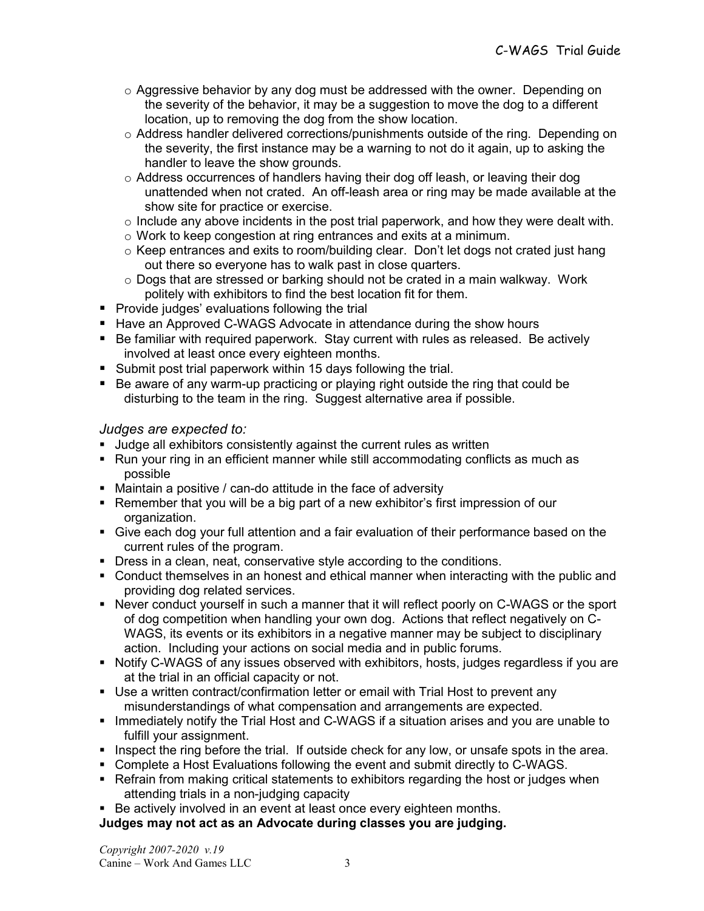- Aggressive behavior by any dog must be addressed with the owner. Depending on the severity of the behavior, it may be a suggestion to move the dog to a different location, up to removing the dog from the show location.
  - Address handler delivered corrections/punishments outside of the ring. Depending on the severity, the first instance may be a warning to not do it again, up to asking the handler to leave the show grounds.
  - Address occurrences of handlers having their dog off leash, or leaving their dog unattended when not crated. An off-leash area or ring may be made available at the show site for practice or exercise.
  - Include any above incidents in the post trial paperwork, and how they were dealt with.
  - Work to keep congestion at ring entrances and exits at a minimum.
  - Keep entrances and exits to room/building clear. Don't let dogs not crated just hang out there so everyone has to walk past in close quarters.
  - Dogs that are stressed or barking should not be crated in a main walkway. Work politely with exhibitors to find the best location fit for them.
- Provide judges' evaluations following the trial
- Have an Approved C-WAGS Advocate in attendance during the show hours
- Be familiar with required paperwork. Stay current with rules as released. Be actively involved at least once every eighteen months.
- Submit post trial paperwork within 15 days following the trial.
- Be aware of any warm-up practicing or playing right outside the ring that could be disturbing to the team in the ring. Suggest alternative area if possible.

*Judges are expected to:*

- Judge all exhibitors consistently against the current rules as written
- Run your ring in an efficient manner while still accommodating conflicts as much as possible
- Maintain a positive / can-do attitude in the face of adversity
- Remember that you will be a big part of a new exhibitor's first impression of our organization.
- Give each dog your full attention and a fair evaluation of their performance based on the current rules of the program.
- Dress in a clean, neat, conservative style according to the conditions.
- Conduct themselves in an honest and ethical manner when interacting with the public and providing dog related services.
- Never conduct yourself in such a manner that it will reflect poorly on C-WAGS or the sport of dog competition when handling your own dog. Actions that reflect negatively on C-WAGS, its events or its exhibitors in a negative manner may be subject to disciplinary action. Including your actions on social media and in public forums.
- Notify C-WAGS of any issues observed with exhibitors, hosts, judges regardless if you are at the trial in an official capacity or not.
- Use a written contract/confirmation letter or email with Trial Host to prevent any misunderstandings of what compensation and arrangements are expected.
- Immediately notify the Trial Host and C-WAGS if a situation arises and you are unable to fulfill your assignment.
- Inspect the ring before the trial. If outside check for any low, or unsafe spots in the area.
- Complete a Host Evaluations following the event and submit directly to C-WAGS.
- Refrain from making critical statements to exhibitors regarding the host or judges when attending trials in a non-judging capacity
- Be actively involved in an event at least once every eighteen months.

**Judges may not act as an Advocate during classes you are judging.**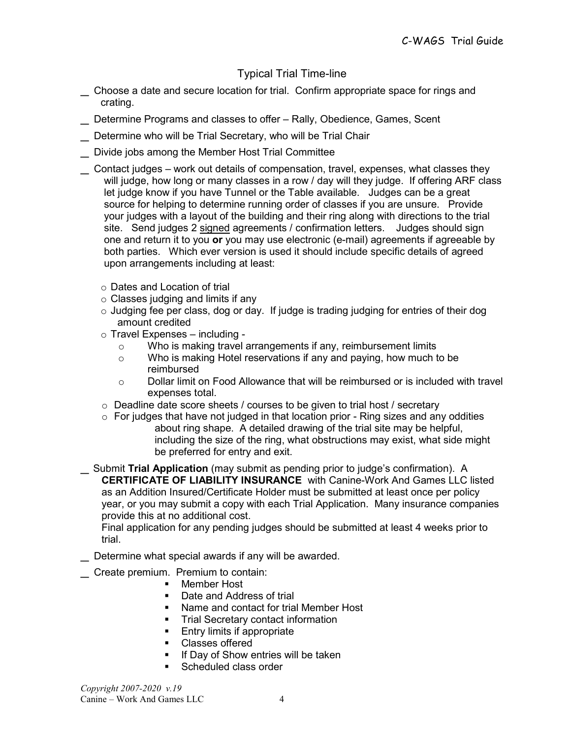## Typical Trial Time-line

_ Choose a date and secure location for trial. Confirm appropriate space for rings and crating.

_ Determine Programs and classes to offer – Rally, Obedience, Games, Scent

_ Determine who will be Trial Secretary, who will be Trial Chair

_ Divide jobs among the Member Host Trial Committee

_ Contact judges – work out details of compensation, travel, expenses, what classes they will judge, how long or many classes in a row / day will they judge. If offering ARF class let judge know if you have Tunnel or the Table available. Judges can be a great source for helping to determine running order of classes if you are unsure. Provide your judges with a layout of the building and their ring along with directions to the trial site. Send judges 2 signed agreements / confirmation letters. Judges should sign one and return it to you **or** you may use electronic (e-mail) agreements if agreeable by both parties. Which ever version is used it should include specific details of agreed upon arrangements including at least:

- Dates and Location of trial
- Classes judging and limits if any
- Judging fee per class, dog or day. If judge is trading judging for entries of their dog amount credited
- Travel Expenses – including -
  - Who is making travel arrangements if any, reimbursement limits
  - Who is making Hotel reservations if any and paying, how much to be reimbursed
  - Dollar limit on Food Allowance that will be reimbursed or is included with travel expenses total.
- Deadline date score sheets / courses to be given to trial host / secretary
- For judges that have not judged in that location prior - Ring sizes and any oddities about ring shape. A detailed drawing of the trial site may be helpful, including the size of the ring, what obstructions may exist, what side might be preferred for entry and exit.

_ Submit **Trial Application** (may submit as pending prior to judge's confirmation). A **CERTIFICATE OF LIABILITY INSURANCE** with Canine-Work And Games LLC listed as an Addition Insured/Certificate Holder must be submitted at least once per policy year, or you may submit a copy with each Trial Application. Many insurance companies provide this at no additional cost.
Final application for any pending judges should be submitted at least 4 weeks prior to trial.

_ Determine what special awards if any will be awarded.

_ Create premium. Premium to contain:

- Member Host
- Date and Address of trial
- Name and contact for trial Member Host
- Trial Secretary contact information
- Entry limits if appropriate
- Classes offered
- If Day of Show entries will be taken
- Scheduled class order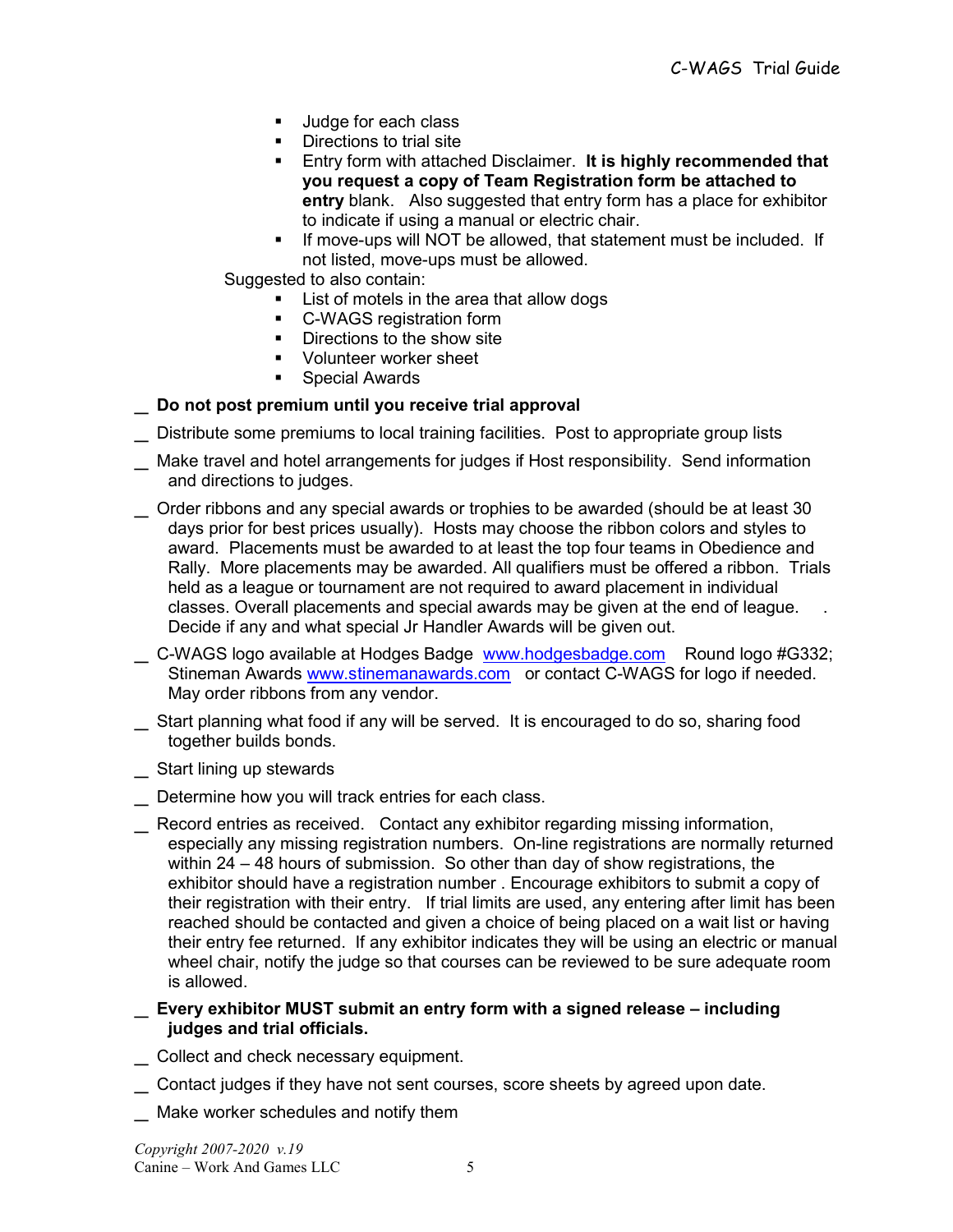- Judge for each class
- Directions to trial site
- Entry form with attached Disclaimer. **It is highly recommended that you request a copy of Team Registration form be attached to entry** blank. Also suggested that entry form has a place for exhibitor to indicate if using a manual or electric chair.
- If move-ups will NOT be allowed, that statement must be included. If not listed, move-ups must be allowed.

Suggested to also contain:

- List of motels in the area that allow dogs
- C-WAGS registration form
- Directions to the show site
- Volunteer worker sheet
- Special Awards

_ **Do not post premium until you receive trial approval**

_ Distribute some premiums to local training facilities. Post to appropriate group lists

_ Make travel and hotel arrangements for judges if Host responsibility. Send information and directions to judges.

_ Order ribbons and any special awards or trophies to be awarded (should be at least 30 days prior for best prices usually). Hosts may choose the ribbon colors and styles to award. Placements must be awarded to at least the top four teams in Obedience and Rally. More placements may be awarded. All qualifiers must be offered a ribbon. Trials held as a league or tournament are not required to award placement in individual classes. Overall placements and special awards may be given at the end of league. . Decide if any and what special Jr Handler Awards will be given out.

_ C-WAGS logo available at Hodges Badge [www.hodgesbadge.com](http://www.hodgesbadge.com) Round logo #G332; Stineman Awards [www.stinemanawards.com](http://www.stinemanawards.com) or contact C-WAGS for logo if needed. May order ribbons from any vendor.

_ Start planning what food if any will be served. It is encouraged to do so, sharing food together builds bonds.

_ Start lining up stewards

_ Determine how you will track entries for each class.

_ Record entries as received. Contact any exhibitor regarding missing information, especially any missing registration numbers. On-line registrations are normally returned within 24 – 48 hours of submission. So other than day of show registrations, the exhibitor should have a registration number . Encourage exhibitors to submit a copy of their registration with their entry. If trial limits are used, any entering after limit has been reached should be contacted and given a choice of being placed on a wait list or having their entry fee returned. If any exhibitor indicates they will be using an electric or manual wheel chair, notify the judge so that courses can be reviewed to be sure adequate room is allowed.

_ **Every exhibitor MUST submit an entry form with a signed release – including judges and trial officials.**

_ Collect and check necessary equipment.

_ Contact judges if they have not sent courses, score sheets by agreed upon date.

_ Make worker schedules and notify them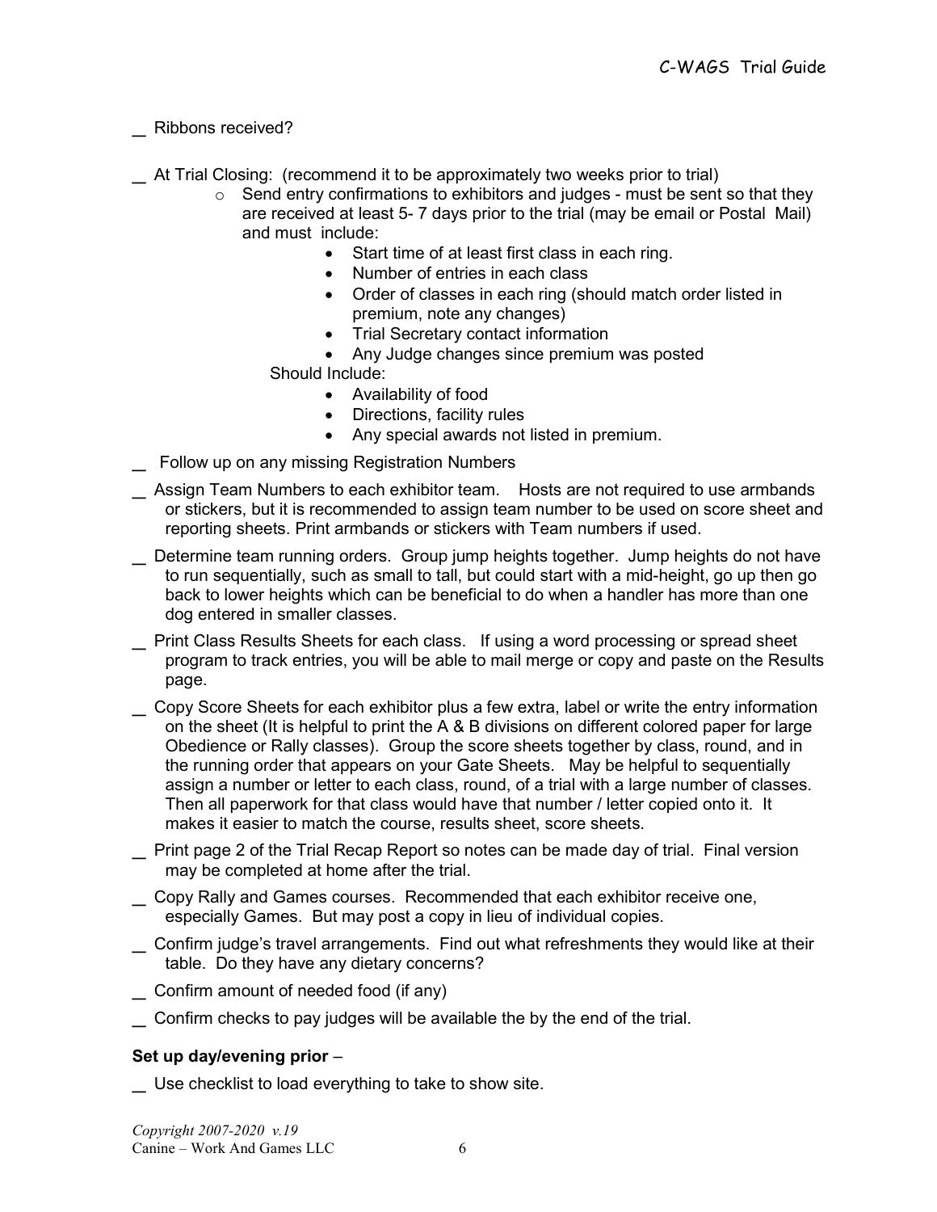_ Ribbons received?

_ At Trial Closing: (recommend it to be approximately two weeks prior to trial)

- Send entry confirmations to exhibitors and judges - must be sent so that they are received at least 5- 7 days prior to the trial (may be email or Postal Mail) and must include:
    - Start time of at least first class in each ring.
    - Number of entries in each class
    - Order of classes in each ring (should match order listed in premium, note any changes)
    - Trial Secretary contact information
    - Any Judge changes since premium was posted

  Should Include:
    - Availability of food
    - Directions, facility rules
    - Any special awards not listed in premium.

_ Follow up on any missing Registration Numbers

_ Assign Team Numbers to each exhibitor team. Hosts are not required to use armbands or stickers, but it is recommended to assign team number to be used on score sheet and reporting sheets. Print armbands or stickers with Team numbers if used.

_ Determine team running orders. Group jump heights together. Jump heights do not have to run sequentially, such as small to tall, but could start with a mid-height, go up then go back to lower heights which can be beneficial to do when a handler has more than one dog entered in smaller classes.

_ Print Class Results Sheets for each class. If using a word processing or spread sheet program to track entries, you will be able to mail merge or copy and paste on the Results page.

_ Copy Score Sheets for each exhibitor plus a few extra, label or write the entry information on the sheet (It is helpful to print the A & B divisions on different colored paper for large Obedience or Rally classes). Group the score sheets together by class, round, and in the running order that appears on your Gate Sheets. May be helpful to sequentially assign a number or letter to each class, round, of a trial with a large number of classes. Then all paperwork for that class would have that number / letter copied onto it. It makes it easier to match the course, results sheet, score sheets.

_ Print page 2 of the Trial Recap Report so notes can be made day of trial. Final version may be completed at home after the trial.

_ Copy Rally and Games courses. Recommended that each exhibitor receive one, especially Games. But may post a copy in lieu of individual copies.

_ Confirm judge's travel arrangements. Find out what refreshments they would like at their table. Do they have any dietary concerns?

_ Confirm amount of needed food (if any)

_ Confirm checks to pay judges will be available the by the end of the trial.

**Set up day/evening prior** –

_ Use checklist to load everything to take to show site.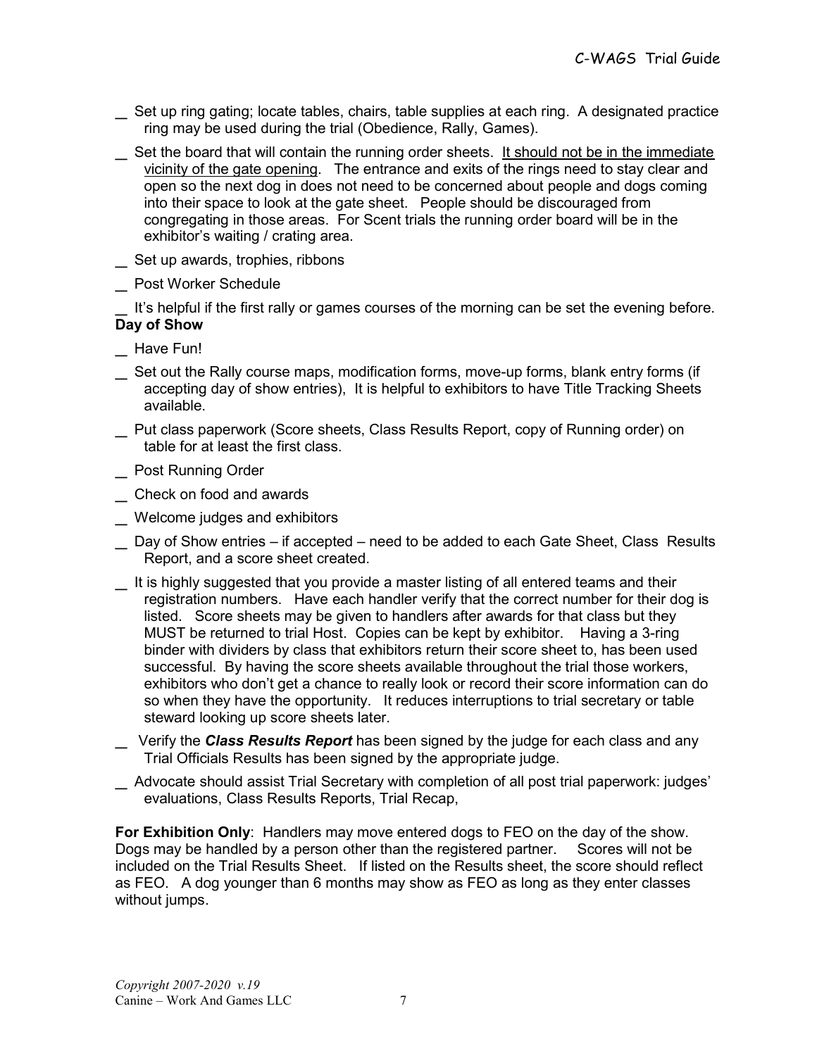_ Set up ring gating; locate tables, chairs, table supplies at each ring. A designated practice ring may be used during the trial (Obedience, Rally, Games).

_ Set the board that will contain the running order sheets. <u>It should not be in the immediate vicinity of the gate opening</u>. The entrance and exits of the rings need to stay clear and open so the next dog in does not need to be concerned about people and dogs coming into their space to look at the gate sheet. People should be discouraged from congregating in those areas. For Scent trials the running order board will be in the exhibitor's waiting / crating area.

_ Set up awards, trophies, ribbons

_ Post Worker Schedule

_ It's helpful if the first rally or games courses of the morning can be set the evening before.

**Day of Show**

_ Have Fun!

_ Set out the Rally course maps, modification forms, move-up forms, blank entry forms (if accepting day of show entries), It is helpful to exhibitors to have Title Tracking Sheets available.

_ Put class paperwork (Score sheets, Class Results Report, copy of Running order) on table for at least the first class.

_ Post Running Order

_ Check on food and awards

_ Welcome judges and exhibitors

_ Day of Show entries – if accepted – need to be added to each Gate Sheet, Class Results Report, and a score sheet created.

_ It is highly suggested that you provide a master listing of all entered teams and their registration numbers. Have each handler verify that the correct number for their dog is listed. Score sheets may be given to handlers after awards for that class but they MUST be returned to trial Host. Copies can be kept by exhibitor. Having a 3-ring binder with dividers by class that exhibitors return their score sheet to, has been used successful. By having the score sheets available throughout the trial those workers, exhibitors who don't get a chance to really look or record their score information can do so when they have the opportunity. It reduces interruptions to trial secretary or table steward looking up score sheets later.

_ Verify the ***Class Results Report*** has been signed by the judge for each class and any Trial Officials Results has been signed by the appropriate judge.

_ Advocate should assist Trial Secretary with completion of all post trial paperwork: judges' evaluations, Class Results Reports, Trial Recap,

**For Exhibition Only**: Handlers may move entered dogs to FEO on the day of the show. Dogs may be handled by a person other than the registered partner. Scores will not be included on the Trial Results Sheet. If listed on the Results sheet, the score should reflect as FEO. A dog younger than 6 months may show as FEO as long as they enter classes without jumps.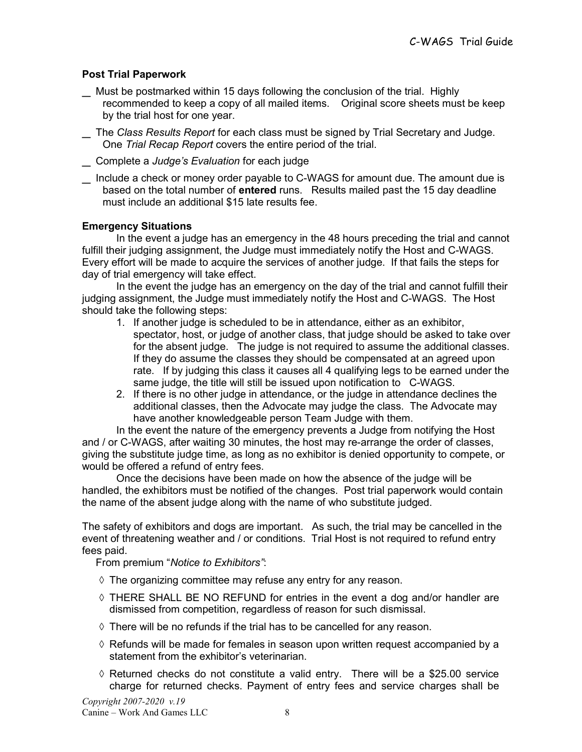**Post Trial Paperwork**

_ Must be postmarked within 15 days following the conclusion of the trial. Highly recommended to keep a copy of all mailed items. Original score sheets must be keep by the trial host for one year.

_ The *Class Results Report* for each class must be signed by Trial Secretary and Judge. One *Trial Recap Report* covers the entire period of the trial.

_ Complete a *Judge's Evaluation* for each judge

_ Include a check or money order payable to C-WAGS for amount due. The amount due is based on the total number of **entered** runs. Results mailed past the 15 day deadline must include an additional $15 late results fee.

**Emergency Situations**

In the event a judge has an emergency in the 48 hours preceding the trial and cannot fulfill their judging assignment, the Judge must immediately notify the Host and C-WAGS. Every effort will be made to acquire the services of another judge. If that fails the steps for day of trial emergency will take effect.

In the event the judge has an emergency on the day of the trial and cannot fulfill their judging assignment, the Judge must immediately notify the Host and C-WAGS. The Host should take the following steps:

1. If another judge is scheduled to be in attendance, either as an exhibitor, spectator, host, or judge of another class, that judge should be asked to take over for the absent judge. The judge is not required to assume the additional classes. If they do assume the classes they should be compensated at an agreed upon rate. If by judging this class it causes all 4 qualifying legs to be earned under the same judge, the title will still be issued upon notification to C-WAGS.
2. If there is no other judge in attendance, or the judge in attendance declines the additional classes, then the Advocate may judge the class. The Advocate may have another knowledgeable person Team Judge with them.

In the event the nature of the emergency prevents a Judge from notifying the Host and / or C-WAGS, after waiting 30 minutes, the host may re-arrange the order of classes, giving the substitute judge time, as long as no exhibitor is denied opportunity to compete, or would be offered a refund of entry fees.

Once the decisions have been made on how the absence of the judge will be handled, the exhibitors must be notified of the changes. Post trial paperwork would contain the name of the absent judge along with the name of who substitute judged.

The safety of exhibitors and dogs are important. As such, the trial may be cancelled in the event of threatening weather and / or conditions. Trial Host is not required to refund entry fees paid.

From premium "*Notice to Exhibitors*":

- ◊ The organizing committee may refuse any entry for any reason.
- ◊ THERE SHALL BE NO REFUND for entries in the event a dog and/or handler are dismissed from competition, regardless of reason for such dismissal.
- ◊ There will be no refunds if the trial has to be cancelled for any reason.
- ◊ Refunds will be made for females in season upon written request accompanied by a statement from the exhibitor's veterinarian.
- ◊ Returned checks do not constitute a valid entry. There will be a $25.00 service charge for returned checks. Payment of entry fees and service charges shall be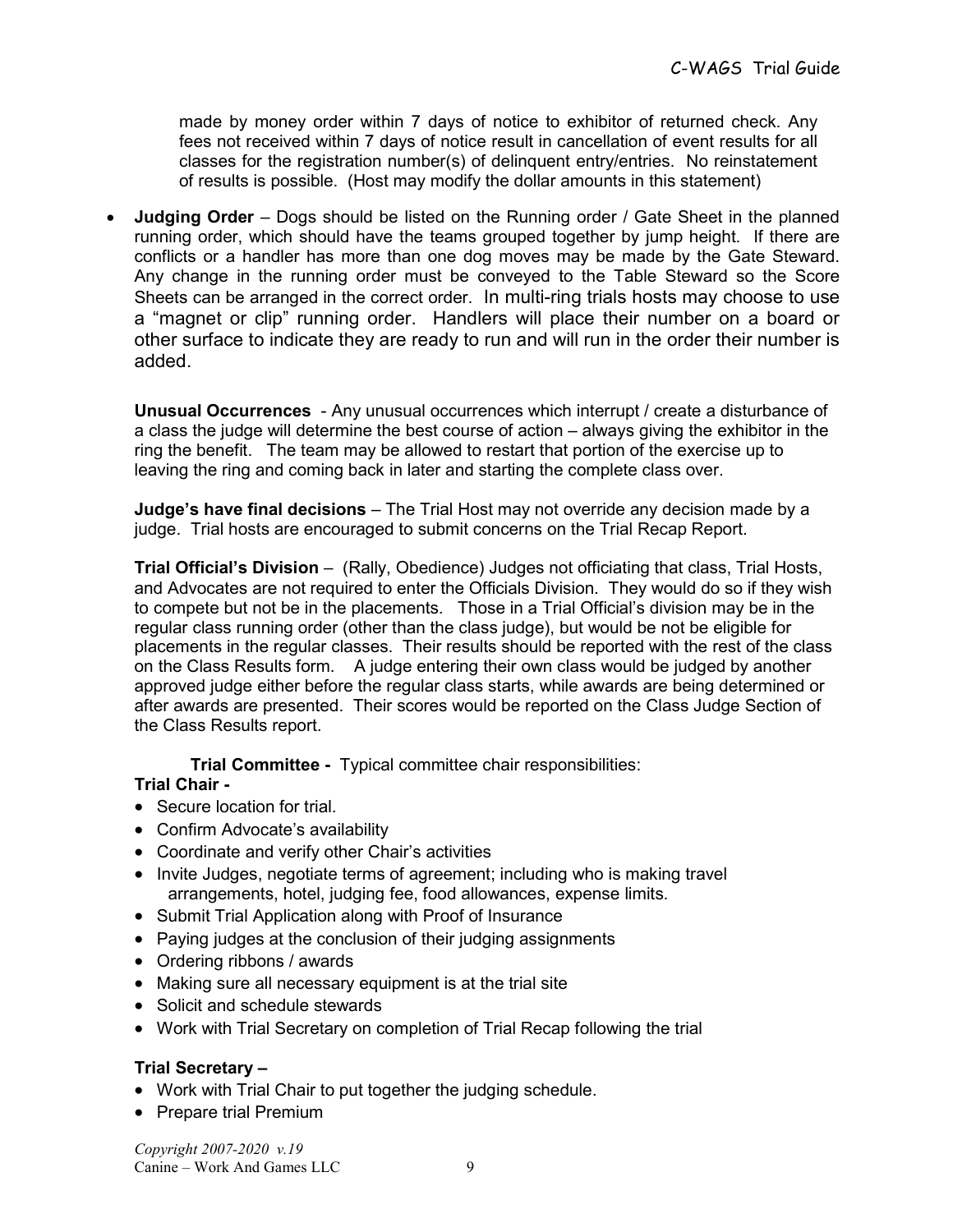made by money order within 7 days of notice to exhibitor of returned check. Any fees not received within 7 days of notice result in cancellation of event results for all classes for the registration number(s) of delinquent entry/entries. No reinstatement of results is possible. (Host may modify the dollar amounts in this statement)

- **Judging Order** – Dogs should be listed on the Running order / Gate Sheet in the planned running order, which should have the teams grouped together by jump height. If there are conflicts or a handler has more than one dog moves may be made by the Gate Steward. Any change in the running order must be conveyed to the Table Steward so the Score Sheets can be arranged in the correct order. In multi-ring trials hosts may choose to use a "magnet or clip" running order. Handlers will place their number on a board or other surface to indicate they are ready to run and will run in the order their number is added.

**Unusual Occurrences** - Any unusual occurrences which interrupt / create a disturbance of a class the judge will determine the best course of action – always giving the exhibitor in the ring the benefit. The team may be allowed to restart that portion of the exercise up to leaving the ring and coming back in later and starting the complete class over.

**Judge's have final decisions** – The Trial Host may not override any decision made by a judge. Trial hosts are encouraged to submit concerns on the Trial Recap Report.

**Trial Official's Division** – (Rally, Obedience) Judges not officiating that class, Trial Hosts, and Advocates are not required to enter the Officials Division. They would do so if they wish to compete but not be in the placements. Those in a Trial Official's division may be in the regular class running order (other than the class judge), but would be not be eligible for placements in the regular classes. Their results should be reported with the rest of the class on the Class Results form. A judge entering their own class would be judged by another approved judge either before the regular class starts, while awards are being determined or after awards are presented. Their scores would be reported on the Class Judge Section of the Class Results report.

**Trial Committee -** Typical committee chair responsibilities:

**Trial Chair -**

- Secure location for trial.
- Confirm Advocate's availability
- Coordinate and verify other Chair's activities
- Invite Judges, negotiate terms of agreement; including who is making travel arrangements, hotel, judging fee, food allowances, expense limits.
- Submit Trial Application along with Proof of Insurance
- Paying judges at the conclusion of their judging assignments
- Ordering ribbons / awards
- Making sure all necessary equipment is at the trial site
- Solicit and schedule stewards
- Work with Trial Secretary on completion of Trial Recap following the trial

**Trial Secretary –**

- Work with Trial Chair to put together the judging schedule.
- Prepare trial Premium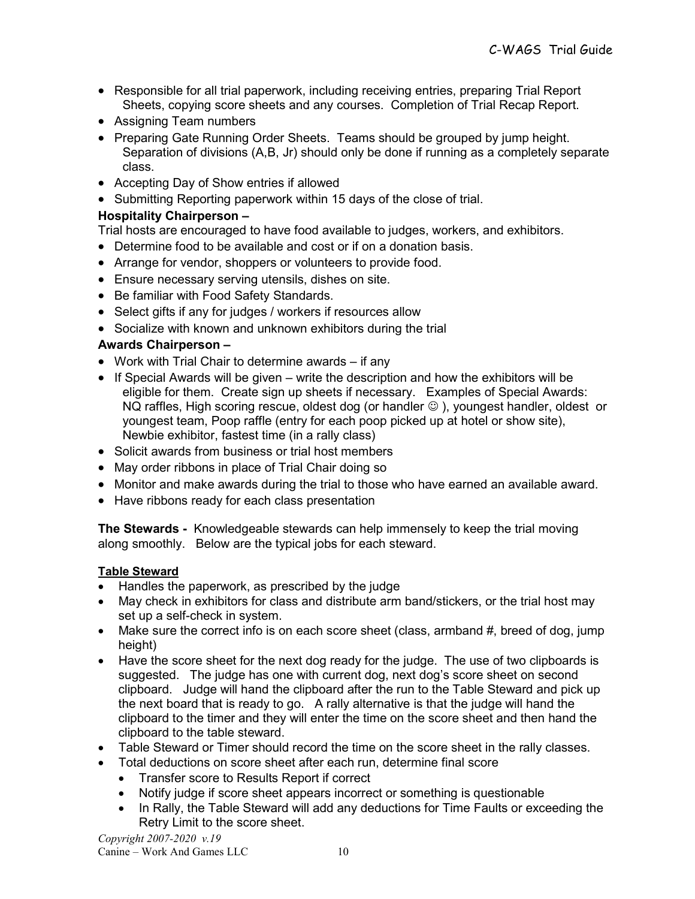- Responsible for all trial paperwork, including receiving entries, preparing Trial Report Sheets, copying score sheets and any courses. Completion of Trial Recap Report.
- Assigning Team numbers
- Preparing Gate Running Order Sheets. Teams should be grouped by jump height. Separation of divisions (A,B, Jr) should only be done if running as a completely separate class.
- Accepting Day of Show entries if allowed
- Submitting Reporting paperwork within 15 days of the close of trial.

**Hospitality Chairperson –**

Trial hosts are encouraged to have food available to judges, workers, and exhibitors.

- Determine food to be available and cost or if on a donation basis.
- Arrange for vendor, shoppers or volunteers to provide food.
- Ensure necessary serving utensils, dishes on site.
- Be familiar with Food Safety Standards.
- Select gifts if any for judges / workers if resources allow
- Socialize with known and unknown exhibitors during the trial

**Awards Chairperson –**

- Work with Trial Chair to determine awards – if any
- If Special Awards will be given – write the description and how the exhibitors will be eligible for them. Create sign up sheets if necessary. Examples of Special Awards: NQ raffles, High scoring rescue, oldest dog (or handler ☺ ), youngest handler, oldest or youngest team, Poop raffle (entry for each poop picked up at hotel or show site), Newbie exhibitor, fastest time (in a rally class)
- Solicit awards from business or trial host members
- May order ribbons in place of Trial Chair doing so
- Monitor and make awards during the trial to those who have earned an available award.
- Have ribbons ready for each class presentation

**The Stewards -** Knowledgeable stewards can help immensely to keep the trial moving along smoothly. Below are the typical jobs for each steward.

**<u>Table Steward</u>**

- Handles the paperwork, as prescribed by the judge
- May check in exhibitors for class and distribute arm band/stickers, or the trial host may set up a self-check in system.
- Make sure the correct info is on each score sheet (class, armband #, breed of dog, jump height)
- Have the score sheet for the next dog ready for the judge. The use of two clipboards is suggested. The judge has one with current dog, next dog's score sheet on second clipboard. Judge will hand the clipboard after the run to the Table Steward and pick up the next board that is ready to go. A rally alternative is that the judge will hand the clipboard to the timer and they will enter the time on the score sheet and then hand the clipboard to the table steward.
- Table Steward or Timer should record the time on the score sheet in the rally classes.
- Total deductions on score sheet after each run, determine final score
  - Transfer score to Results Report if correct
  - Notify judge if score sheet appears incorrect or something is questionable
  - In Rally, the Table Steward will add any deductions for Time Faults or exceeding the Retry Limit to the score sheet.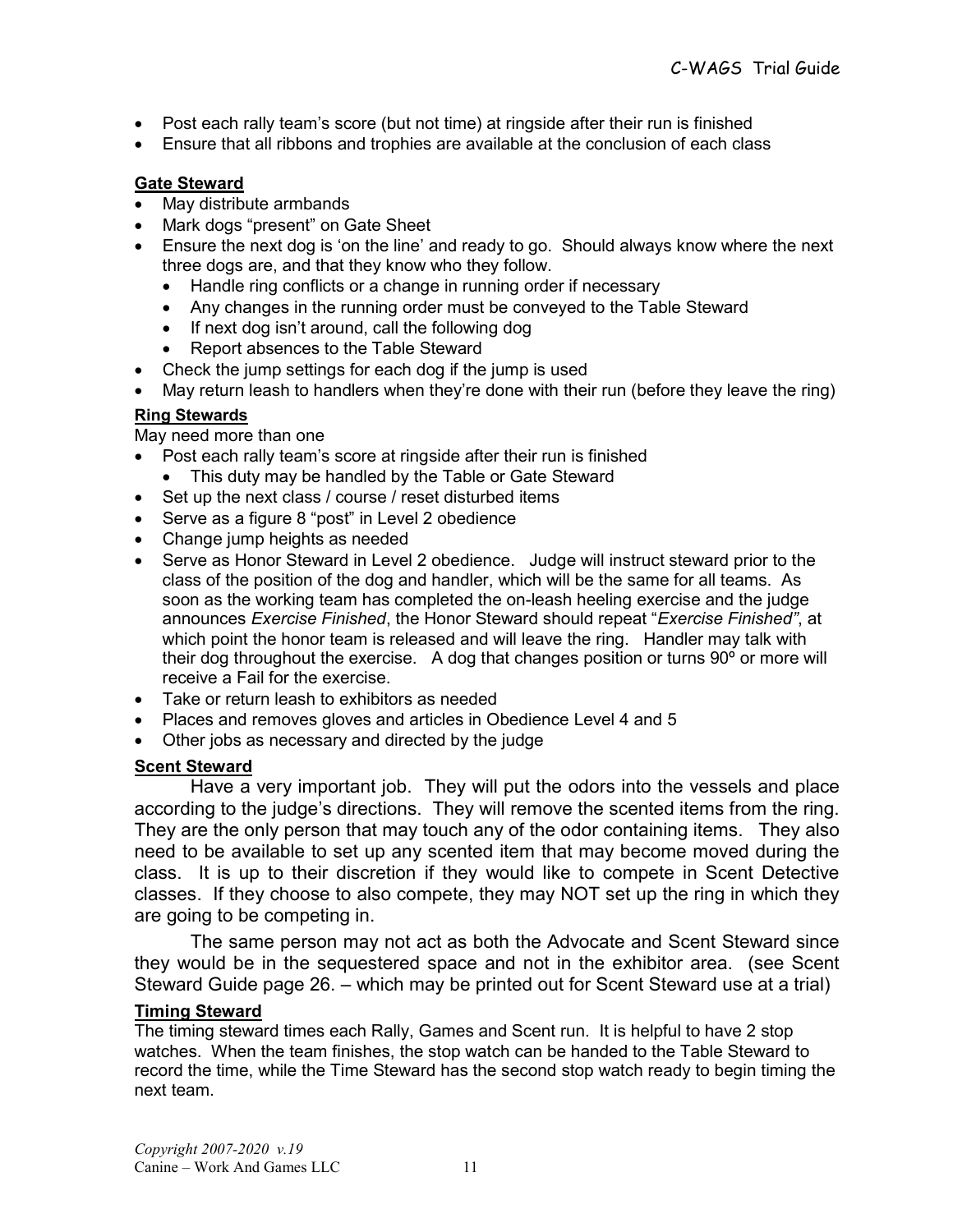- Post each rally team's score (but not time) at ringside after their run is finished
- Ensure that all ribbons and trophies are available at the conclusion of each class

**Gate Steward**

- May distribute armbands
- Mark dogs "present" on Gate Sheet
- Ensure the next dog is 'on the line' and ready to go. Should always know where the next three dogs are, and that they know who they follow.
  - Handle ring conflicts or a change in running order if necessary
  - Any changes in the running order must be conveyed to the Table Steward
  - If next dog isn't around, call the following dog
  - Report absences to the Table Steward
- Check the jump settings for each dog if the jump is used
- May return leash to handlers when they're done with their run (before they leave the ring)

**Ring Stewards**

May need more than one

- Post each rally team's score at ringside after their run is finished
  - This duty may be handled by the Table or Gate Steward
- Set up the next class / course / reset disturbed items
- Serve as a figure 8 "post" in Level 2 obedience
- Change jump heights as needed
- Serve as Honor Steward in Level 2 obedience. Judge will instruct steward prior to the class of the position of the dog and handler, which will be the same for all teams. As soon as the working team has completed the on-leash heeling exercise and the judge announces *Exercise Finished*, the Honor Steward should repeat "*Exercise Finished"*, at which point the honor team is released and will leave the ring. Handler may talk with their dog throughout the exercise. A dog that changes position or turns 90º or more will receive a Fail for the exercise.
- Take or return leash to exhibitors as needed
- Places and removes gloves and articles in Obedience Level 4 and 5
- Other jobs as necessary and directed by the judge

**Scent Steward**

Have a very important job. They will put the odors into the vessels and place according to the judge's directions. They will remove the scented items from the ring. They are the only person that may touch any of the odor containing items. They also need to be available to set up any scented item that may become moved during the class. It is up to their discretion if they would like to compete in Scent Detective classes. If they choose to also compete, they may NOT set up the ring in which they are going to be competing in.

The same person may not act as both the Advocate and Scent Steward since they would be in the sequestered space and not in the exhibitor area. (see Scent Steward Guide page 26. – which may be printed out for Scent Steward use at a trial)

**Timing Steward**

The timing steward times each Rally, Games and Scent run. It is helpful to have 2 stop watches. When the team finishes, the stop watch can be handed to the Table Steward to record the time, while the Time Steward has the second stop watch ready to begin timing the next team.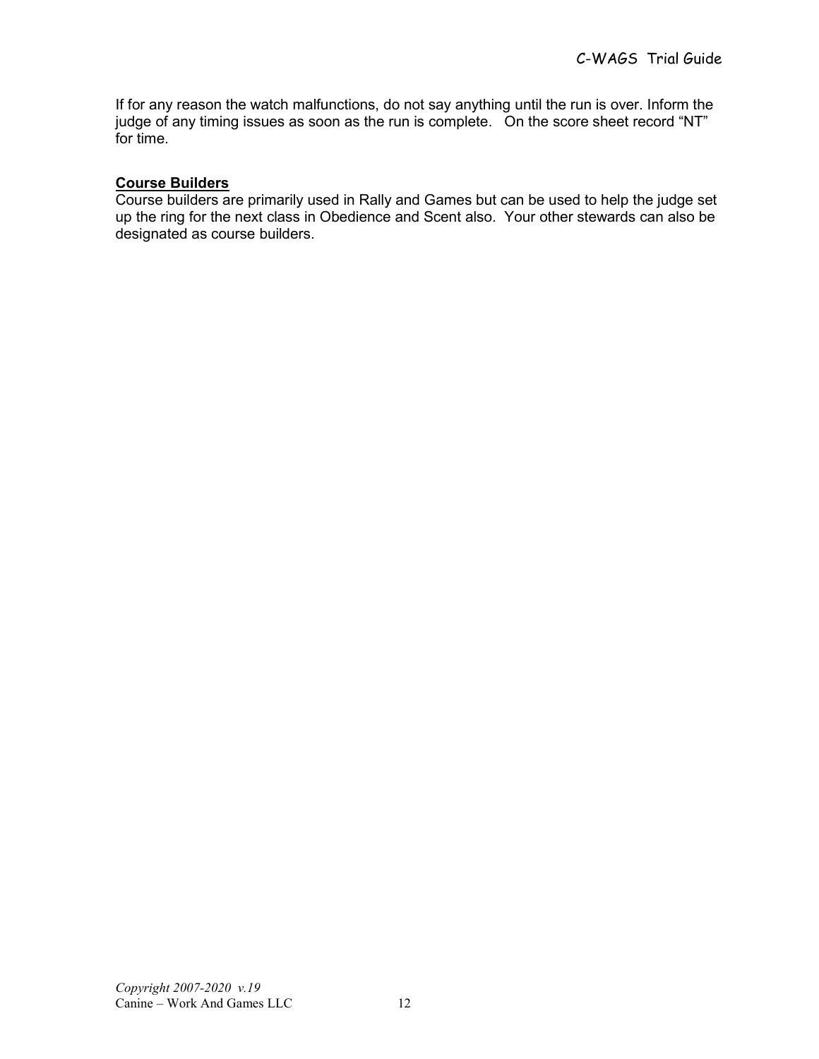If for any reason the watch malfunctions, do not say anything until the run is over. Inform the judge of any timing issues as soon as the run is complete.   On the score sheet record "NT" for time.

### Course Builders

Course builders are primarily used in Rally and Games but can be used to help the judge set up the ring for the next class in Obedience and Scent also.  Your other stewards can also be designated as course builders.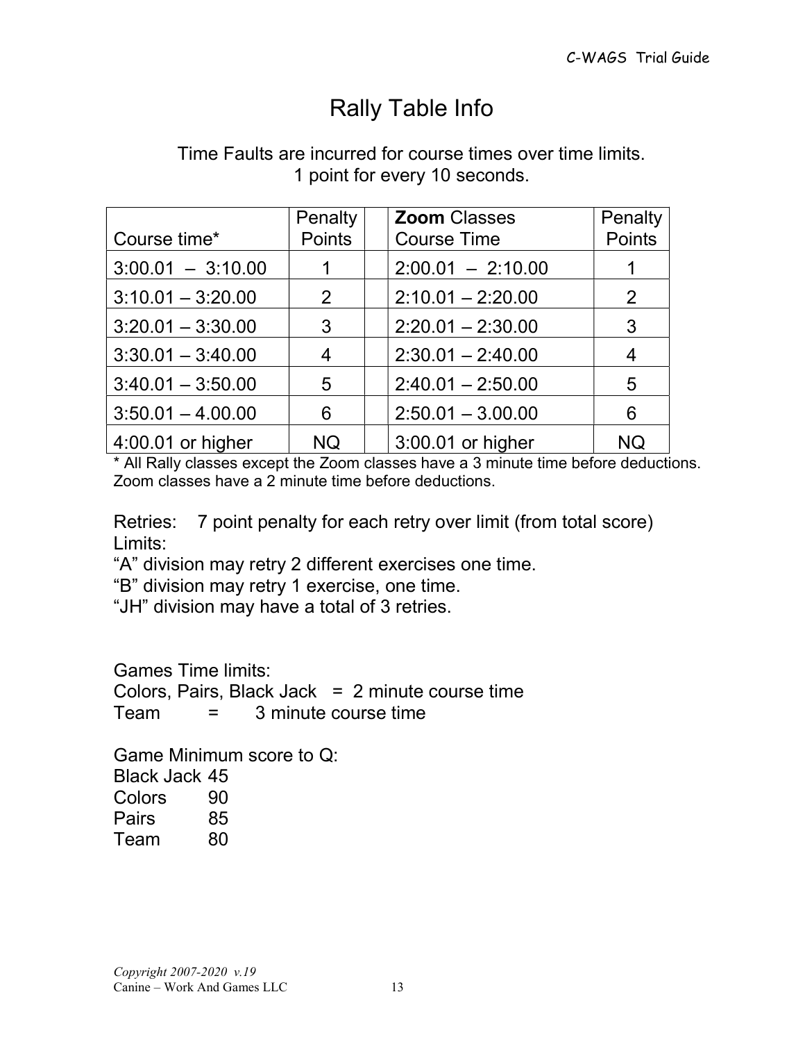# Rally Table Info

Time Faults are incurred for course times over time limits.
1 point for every 10 seconds.

| Course time* | Penalty Points | | **Zoom** Classes Course Time | Penalty Points |
|---|---|---|---|---|
| 3:00.01 – 3:10.00 | 1 | | 2:00.01 – 2:10.00 | 1 |
| 3:10.01 – 3:20.00 | 2 | | 2:10.01 – 2:20.00 | 2 |
| 3:20.01 – 3:30.00 | 3 | | 2:20.01 – 2:30.00 | 3 |
| 3:30.01 – 3:40.00 | 4 | | 2:30.01 – 2:40.00 | 4 |
| 3:40.01 – 3:50.00 | 5 | | 2:40.01 – 2:50.00 | 5 |
| 3:50.01 – 4.00.00 | 6 | | 2:50.01 – 3.00.00 | 6 |
| 4:00.01 or higher | NQ | | 3:00.01 or higher | NQ |

* All Rally classes except the Zoom classes have a 3 minute time before deductions. Zoom classes have a 2 minute time before deductions.

Retries: 7 point penalty for each retry over limit (from total score)
Limits:
"A" division may retry 2 different exercises one time.
"B" division may retry 1 exercise, one time.
"JH" division may have a total of 3 retries.

Games Time limits:
Colors, Pairs, Black Jack = 2 minute course time
Team = 3 minute course time

Game Minimum score to Q:
Black Jack 45
Colors 90
Pairs 85
Team 80

*Copyright 2007-2020 v.19*
Canine – Work And Games LLC